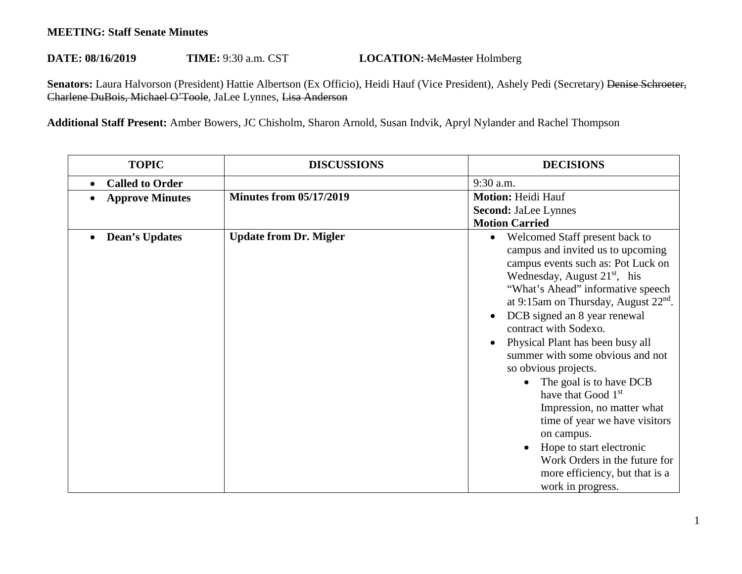**MEETING: Staff Senate Minutes**

**DATE: 08/16/2019** **TIME:** 9:30 a.m. CST **LOCATION:** ~~McMaster~~ Holmberg

**Senators:** Laura Halvorson (President) Hattie Albertson (Ex Officio), Heidi Hauf (Vice President), Ashely Pedi (Secretary) ~~Denise Schroeter, Charlene DuBois, Michael O'Toole~~, JaLee Lynnes, ~~Lisa Anderson~~

**Additional Staff Present:** Amber Bowers, JC Chisholm, Sharon Arnold, Susan Indvik, Apryl Nylander and Rachel Thompson

| TOPIC | DISCUSSIONS | DECISIONS |
|---|---|---|
| • **Called to Order** | | 9:30 a.m. |
| • **Approve Minutes** | **Minutes from 05/17/2019** | **Motion:** Heidi Hauf<br>**Second:** JaLee Lynnes<br>**Motion Carried** |
| • **Dean's Updates** | **Update from Dr. Migler** | • Welcomed Staff present back to campus and invited us to upcoming campus events such as: Pot Luck on Wednesday, August 21st, his "What's Ahead" informative speech at 9:15am on Thursday, August 22nd.<br>• DCB signed an 8 year renewal contract with Sodexo.<br>• Physical Plant has been busy all summer with some obvious and not so obvious projects.<br>  ◦ The goal is to have DCB have that Good 1st Impression, no matter what time of year we have visitors on campus.<br>  ◦ Hope to start electronic Work Orders in the future for more efficiency, but that is a work in progress. |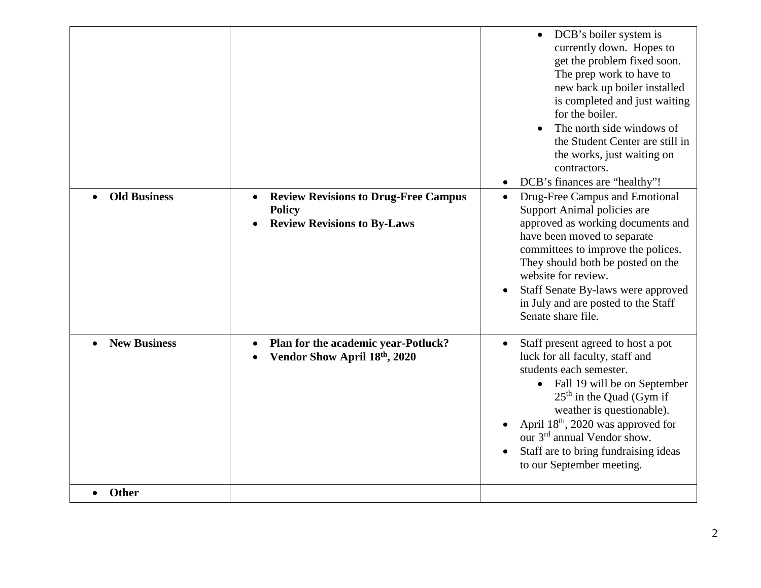| | | |
|---|---|---|
| | | • DCB's boiler system is currently down. Hopes to get the problem fixed soon. The prep work to have to new back up boiler installed is completed and just waiting for the boiler.<br>• The north side windows of the Student Center are still in the works, just waiting on contractors.<br>• DCB's finances are "healthy"! |
| • **Old Business** | • **Review Revisions to Drug-Free Campus Policy**<br>• **Review Revisions to By-Laws** | • Drug-Free Campus and Emotional Support Animal policies are approved as working documents and have been moved to separate committees to improve the polices. They should both be posted on the website for review.<br>• Staff Senate By-laws were approved in July and are posted to the Staff Senate share file. |
| • **New Business** | • **Plan for the academic year-Potluck?**<br>• **Vendor Show April 18th, 2020** | • Staff present agreed to host a pot luck for all faculty, staff and students each semester.<br>  • Fall 19 will be on September 25th in the Quad (Gym if weather is questionable).<br>• April 18th, 2020 was approved for our 3rd annual Vendor show.<br>• Staff are to bring fundraising ideas to our September meeting. |
| • **Other** | | |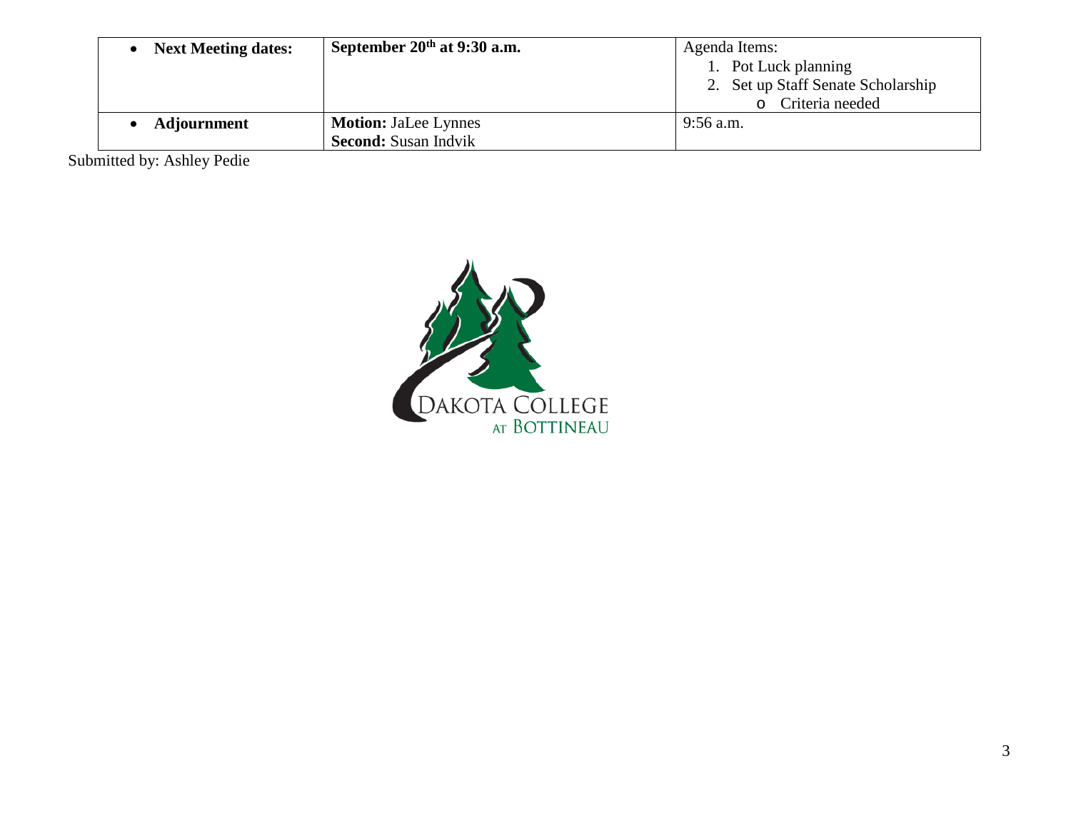| | | |
|---|---|---|
| • **Next Meeting dates:** | **September 20th at 9:30 a.m.** | Agenda Items:<br>1. Pot Luck planning<br>2. Set up Staff Senate Scholarship<br>o Criteria needed |
| • **Adjournment** | **Motion:** JaLee Lynnes<br>**Second:** Susan Indvik | 9:56 a.m. |

Submitted by: Ashley Pedie